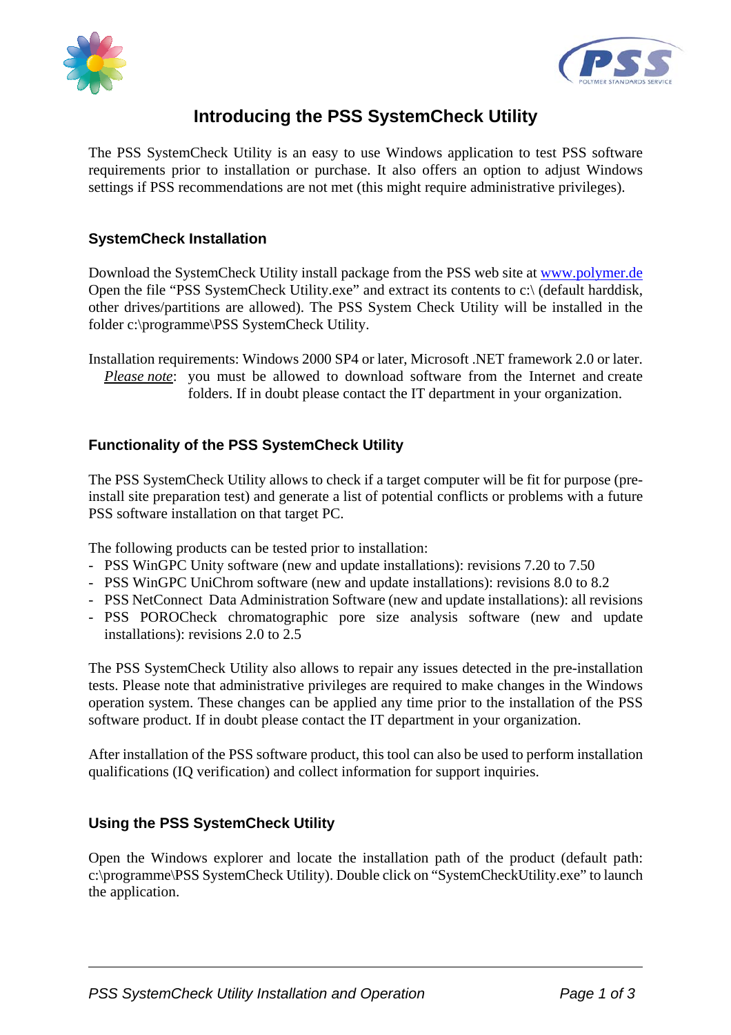# Introducing the PSS SystemCheck Utility

The PSS SystemCheck Utility is an easy to use Windows application to test PSS software requirements prior to installation or purchase. It also offers an option to adjust Windows settings if PSS recommendations are not met (this might require administrative privileges).

## SystemCheck Installation

Download the SystemCheck Utility install package from the PSS web site at www.polymer.de
Open the file "PSS SystemCheck Utility.exe" and extract its contents to c:\ (default harddisk, other drives/partitions are allowed). The PSS System Check Utility will be installed in the folder c:\programme\PSS SystemCheck Utility.

Installation requirements: Windows 2000 SP4 or later, Microsoft .NET framework 2.0 or later.
*Please note*: you must be allowed to download software from the Internet and create folders. If in doubt please contact the IT department in your organization.

## Functionality of the PSS SystemCheck Utility

The PSS SystemCheck Utility allows to check if a target computer will be fit for purpose (pre-install site preparation test) and generate a list of potential conflicts or problems with a future PSS software installation on that target PC.

The following products can be tested prior to installation:

- PSS WinGPC Unity software (new and update installations): revisions 7.20 to 7.50
- PSS WinGPC UniChrom software (new and update installations): revisions 8.0 to 8.2
- PSS NetConnect Data Administration Software (new and update installations): all revisions
- PSS POROCheck chromatographic pore size analysis software (new and update installations): revisions 2.0 to 2.5

The PSS SystemCheck Utility also allows to repair any issues detected in the pre-installation tests. Please note that administrative privileges are required to make changes in the Windows operation system. These changes can be applied any time prior to the installation of the PSS software product. If in doubt please contact the IT department in your organization.

After installation of the PSS software product, this tool can also be used to perform installation qualifications (IQ verification) and collect information for support inquiries.

## Using the PSS SystemCheck Utility

Open the Windows explorer and locate the installation path of the product (default path: c:\programme\PSS SystemCheck Utility). Double click on "SystemCheckUtility.exe" to launch the application.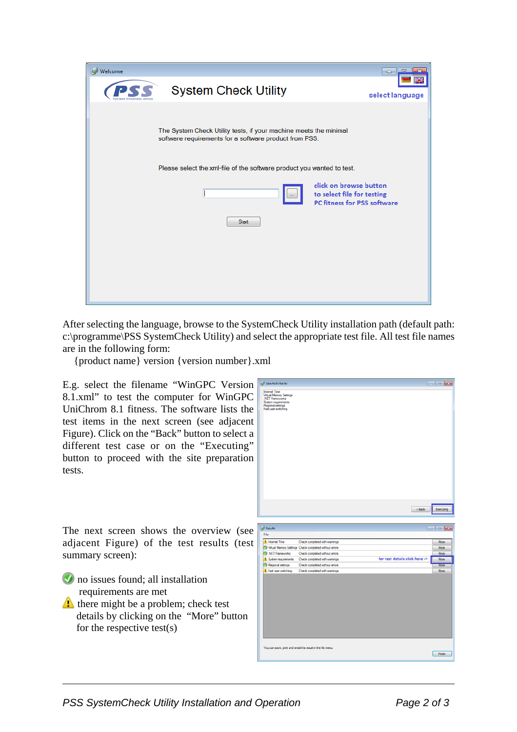After selecting the language, browse to the SystemCheck Utility installation path (default path: c:\programme\PSS SystemCheck Utility) and select the appropriate test file. All test file names are in the following form:

{product name} version {version number}.xml

E.g. select the filename “WinGPC Version 8.1.xml” to test the computer for WinGPC UniChrom 8.1 fitness. The software lists the test items in the next screen (see adjacent Figure). Click on the “Back” button to select a different test case or on the “Executing” button to proceed with the site preparation tests.

The next screen shows the overview (see adjacent Figure) of the test results (test summary screen):

- no issues found; all installation requirements are met
- there might be a problem; check test details by clicking on the “More” button for the respective test(s)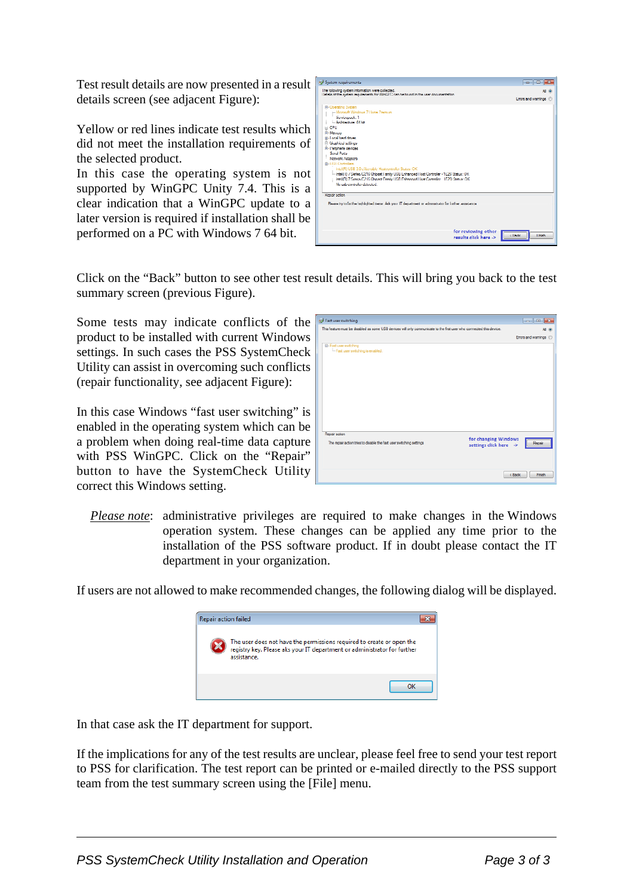Test result details are now presented in a result details screen (see adjacent Figure):

Yellow or red lines indicate test results which did not meet the installation requirements of the selected product.
In this case the operating system is not supported by WinGPC Unity 7.4. This is a clear indication that a WinGPC update to a later version is required if installation shall be performed on a PC with Windows 7 64 bit.

Click on the “Back” button to see other test result details. This will bring you back to the test summary screen (previous Figure).

Some tests may indicate conflicts of the product to be installed with current Windows settings. In such cases the PSS SystemCheck Utility can assist in overcoming such conflicts (repair functionality, see adjacent Figure):

In this case Windows “fast user switching” is enabled in the operating system which can be a problem when doing real-time data capture with PSS WinGPC. Click on the “Repair” button to have the SystemCheck Utility correct this Windows setting.

> *<u>Please note</u>*: administrative privileges are required to make changes in the Windows operation system. These changes can be applied any time prior to the installation of the PSS software product. If in doubt please contact the IT department in your organization.

If users are not allowed to make recommended changes, the following dialog will be displayed.

In that case ask the IT department for support.

If the implications for any of the test results are unclear, please feel free to send your test report to PSS for clarification. The test report can be printed or e-mailed directly to the PSS support team from the test summary screen using the [File] menu.